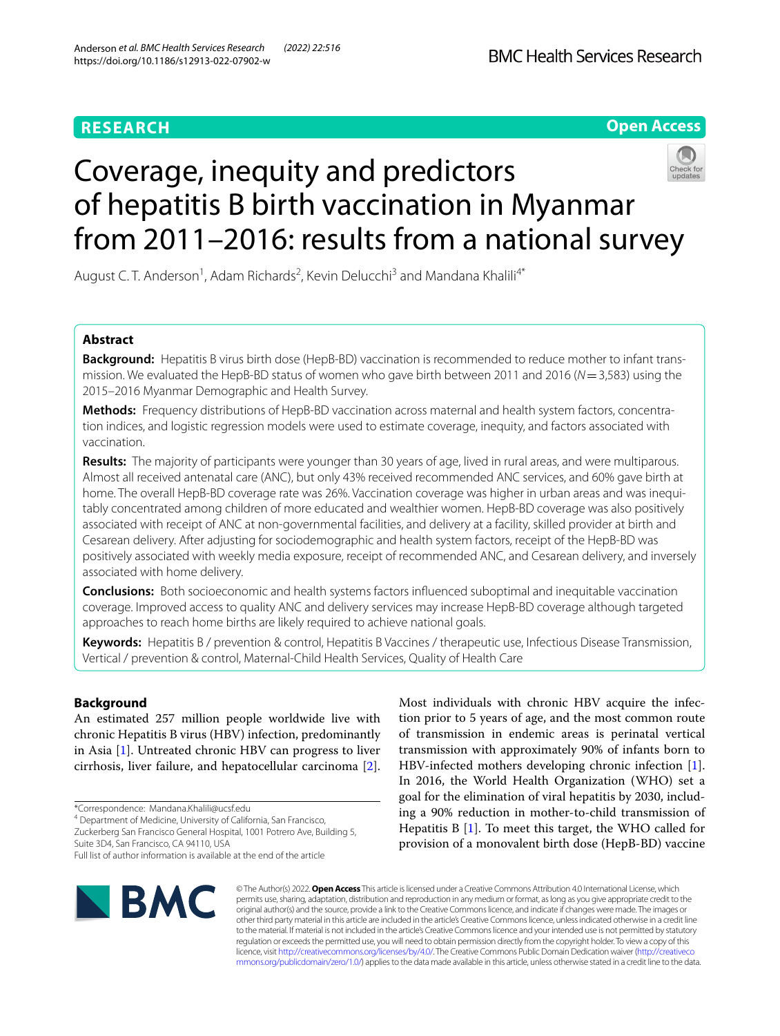RESEARCH

Open Access

# Coverage, inequity and predictors of hepatitis B birth vaccination in Myanmar from 2011–2016: results from a national survey

August C. T. Anderson[1], Adam Richards[2], Kevin Delucchi[3] and Mandana Khalili[4*]

## Abstract

**Background:** Hepatitis B virus birth dose (HepB-BD) vaccination is recommended to reduce mother to infant transmission. We evaluated the HepB-BD status of women who gave birth between 2011 and 2016 ($N = 3,583$) using the 2015–2016 Myanmar Demographic and Health Survey.

**Methods:** Frequency distributions of HepB-BD vaccination across maternal and health system factors, concentration indices, and logistic regression models were used to estimate coverage, inequity, and factors associated with vaccination.

**Results:** The majority of participants were younger than 30 years of age, lived in rural areas, and were multiparous. Almost all received antenatal care (ANC), but only 43% received recommended ANC services, and 60% gave birth at home. The overall HepB-BD coverage rate was 26%. Vaccination coverage was higher in urban areas and was inequitably concentrated among children of more educated and wealthier women. HepB-BD coverage was also positively associated with receipt of ANC at non-governmental facilities, and delivery at a facility, skilled provider at birth and Cesarean delivery. After adjusting for sociodemographic and health system factors, receipt of the HepB-BD was positively associated with weekly media exposure, receipt of recommended ANC, and Cesarean delivery, and inversely associated with home delivery.

**Conclusions:** Both socioeconomic and health systems factors influenced suboptimal and inequitable vaccination coverage. Improved access to quality ANC and delivery services may increase HepB-BD coverage although targeted approaches to reach home births are likely required to achieve national goals.

**Keywords:** Hepatitis B / prevention & control, Hepatitis B Vaccines / therapeutic use, Infectious Disease Transmission, Vertical / prevention & control, Maternal-Child Health Services, Quality of Health Care

## Background

An estimated 257 million people worldwide live with chronic Hepatitis B virus (HBV) infection, predominantly in Asia [1]. Untreated chronic HBV can progress to liver cirrhosis, liver failure, and hepatocellular carcinoma [2]. Most individuals with chronic HBV acquire the infection prior to 5 years of age, and the most common route of transmission in endemic areas is perinatal vertical transmission with approximately 90% of infants born to HBV-infected mothers developing chronic infection [1]. In 2016, the World Health Organization (WHO) set a goal for the elimination of viral hepatitis by 2030, including a 90% reduction in mother-to-child transmission of Hepatitis B [1]. To meet this target, the WHO called for provision of a monovalent birth dose (HepB-BD) vaccine

*Correspondence: Mandana.Khalili@ucsf.edu

[4] Department of Medicine, University of California, San Francisco, Zuckerberg San Francisco General Hospital, 1001 Potrero Ave, Building 5, Suite 3D4, San Francisco, CA 94110, USA

Full list of author information is available at the end of the article

© The Author(s) 2022. **Open Access** This article is licensed under a Creative Commons Attribution 4.0 International License, which permits use, sharing, adaptation, distribution and reproduction in any medium or format, as long as you give appropriate credit to the original author(s) and the source, provide a link to the Creative Commons licence, and indicate if changes were made. The images or other third party material in this article are included in the article's Creative Commons licence, unless indicated otherwise in a credit line to the material. If material is not included in the article's Creative Commons licence and your intended use is not permitted by statutory regulation or exceeds the permitted use, you will need to obtain permission directly from the copyright holder. To view a copy of this licence, visit http://creativecommons.org/licenses/by/4.0/. The Creative Commons Public Domain Dedication waiver (http://creativecommons.org/publicdomain/zero/1.0/) applies to the data made available in this article, unless otherwise stated in a credit line to the data.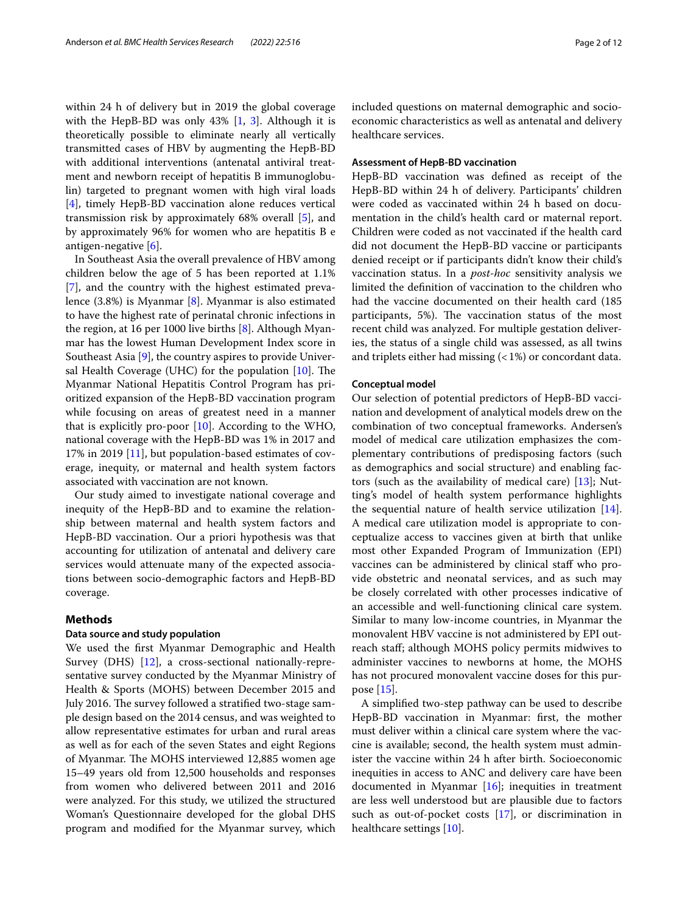within 24 h of delivery but in 2019 the global coverage with the HepB-BD was only 43% [1, 3]. Although it is theoretically possible to eliminate nearly all vertically transmitted cases of HBV by augmenting the HepB-BD with additional interventions (antenatal antiviral treatment and newborn receipt of hepatitis B immunoglobulin) targeted to pregnant women with high viral loads [4], timely HepB-BD vaccination alone reduces vertical transmission risk by approximately 68% overall [5], and by approximately 96% for women who are hepatitis B e antigen-negative [6].

In Southeast Asia the overall prevalence of HBV among children below the age of 5 has been reported at 1.1% [7], and the country with the highest estimated prevalence (3.8%) is Myanmar [8]. Myanmar is also estimated to have the highest rate of perinatal chronic infections in the region, at 16 per 1000 live births [8]. Although Myanmar has the lowest Human Development Index score in Southeast Asia [9], the country aspires to provide Universal Health Coverage (UHC) for the population [10]. The Myanmar National Hepatitis Control Program has prioritized expansion of the HepB-BD vaccination program while focusing on areas of greatest need in a manner that is explicitly pro-poor [10]. According to the WHO, national coverage with the HepB-BD was 1% in 2017 and 17% in 2019 [11], but population-based estimates of coverage, inequity, or maternal and health system factors associated with vaccination are not known.

Our study aimed to investigate national coverage and inequity of the HepB-BD and to examine the relationship between maternal and health system factors and HepB-BD vaccination. Our a priori hypothesis was that accounting for utilization of antenatal and delivery care services would attenuate many of the expected associations between socio-demographic factors and HepB-BD coverage.

## Methods

### Data source and study population

We used the first Myanmar Demographic and Health Survey (DHS) [12], a cross-sectional nationally-representative survey conducted by the Myanmar Ministry of Health & Sports (MOHS) between December 2015 and July 2016. The survey followed a stratified two-stage sample design based on the 2014 census, and was weighted to allow representative estimates for urban and rural areas as well as for each of the seven States and eight Regions of Myanmar. The MOHS interviewed 12,885 women age 15–49 years old from 12,500 households and responses from women who delivered between 2011 and 2016 were analyzed. For this study, we utilized the structured Woman's Questionnaire developed for the global DHS program and modified for the Myanmar survey, which included questions on maternal demographic and socio-economic characteristics as well as antenatal and delivery healthcare services.

### Assessment of HepB-BD vaccination

HepB-BD vaccination was defined as receipt of the HepB-BD within 24 h of delivery. Participants' children were coded as vaccinated within 24 h based on documentation in the child's health card or maternal report. Children were coded as not vaccinated if the health card did not document the HepB-BD vaccine or participants denied receipt or if participants didn't know their child's vaccination status. In a *post-hoc* sensitivity analysis we limited the definition of vaccination to the children who had the vaccine documented on their health card (185 participants, 5%). The vaccination status of the most recent child was analyzed. For multiple gestation deliveries, the status of a single child was assessed, as all twins and triplets either had missing (< 1%) or concordant data.

### Conceptual model

Our selection of potential predictors of HepB-BD vaccination and development of analytical models drew on the combination of two conceptual frameworks. Andersen's model of medical care utilization emphasizes the complementary contributions of predisposing factors (such as demographics and social structure) and enabling factors (such as the availability of medical care) [13]; Nutting's model of health system performance highlights the sequential nature of health service utilization [14]. A medical care utilization model is appropriate to conceptualize access to vaccines given at birth that unlike most other Expanded Program of Immunization (EPI) vaccines can be administered by clinical staff who provide obstetric and neonatal services, and as such may be closely correlated with other processes indicative of an accessible and well-functioning clinical care system. Similar to many low-income countries, in Myanmar the monovalent HBV vaccine is not administered by EPI outreach staff; although MOHS policy permits midwives to administer vaccines to newborns at home, the MOHS has not procured monovalent vaccine doses for this purpose [15].

A simplified two-step pathway can be used to describe HepB-BD vaccination in Myanmar: first, the mother must deliver within a clinical care system where the vaccine is available; second, the health system must administer the vaccine within 24 h after birth. Socioeconomic inequities in access to ANC and delivery care have been documented in Myanmar [16]; inequities in treatment are less well understood but are plausible due to factors such as out-of-pocket costs [17], or discrimination in healthcare settings [10].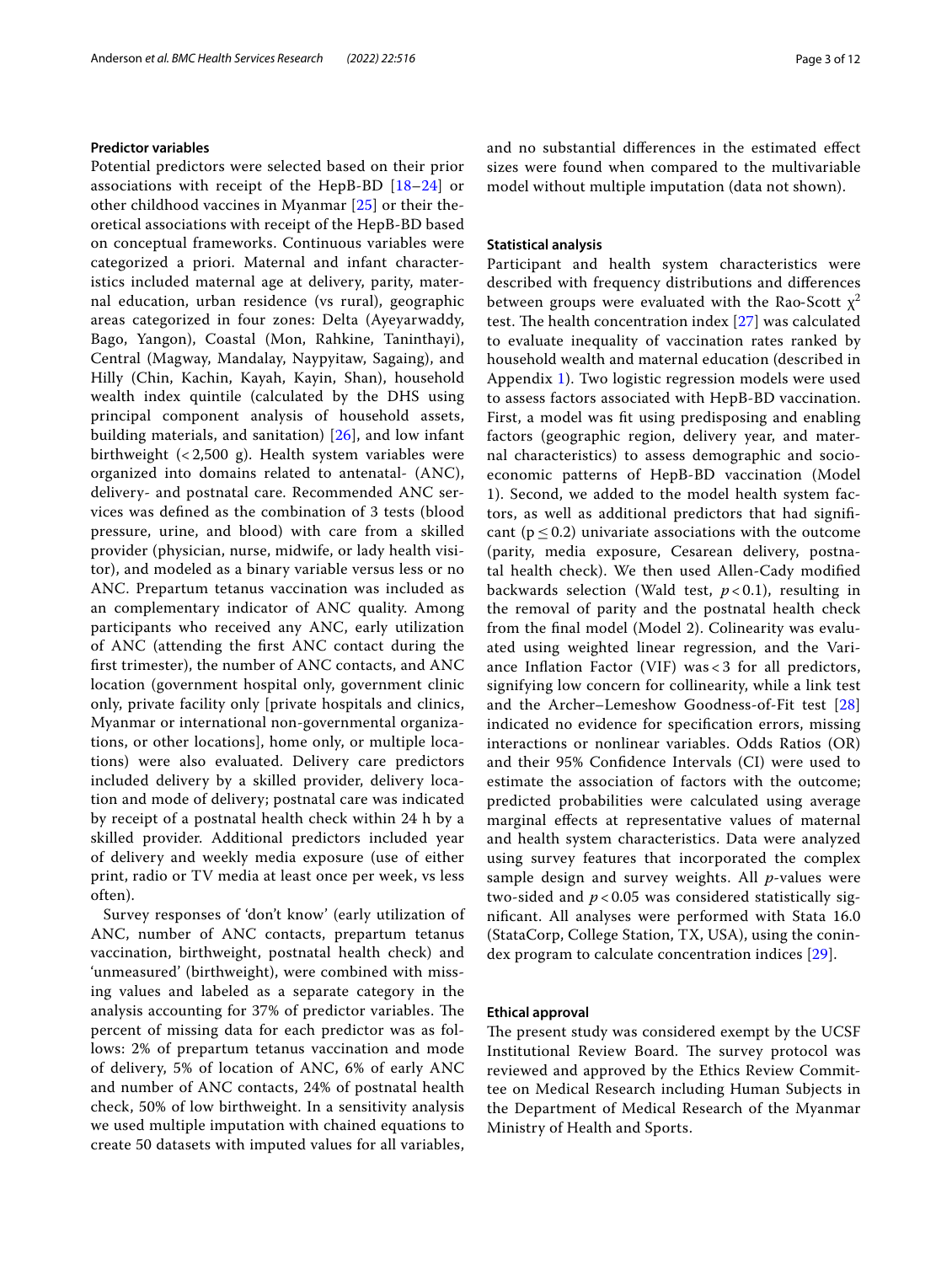### Predictor variables

Potential predictors were selected based on their prior associations with receipt of the HepB-BD [18–24] or other childhood vaccines in Myanmar [25] or their theoretical associations with receipt of the HepB-BD based on conceptual frameworks. Continuous variables were categorized a priori. Maternal and infant characteristics included maternal age at delivery, parity, maternal education, urban residence (vs rural), geographic areas categorized in four zones: Delta (Ayeyarwaddy, Bago, Yangon), Coastal (Mon, Rahkine, Taninthayi), Central (Magway, Mandalay, Naypyitaw, Sagaing), and Hilly (Chin, Kachin, Kayah, Kayin, Shan), household wealth index quintile (calculated by the DHS using principal component analysis of household assets, building materials, and sanitation) [26], and low infant birthweight (< 2,500 g). Health system variables were organized into domains related to antenatal- (ANC), delivery- and postnatal care. Recommended ANC services was defined as the combination of 3 tests (blood pressure, urine, and blood) with care from a skilled provider (physician, nurse, midwife, or lady health visitor), and modeled as a binary variable versus less or no ANC. Prepartum tetanus vaccination was included as an complementary indicator of ANC quality. Among participants who received any ANC, early utilization of ANC (attending the first ANC contact during the first trimester), the number of ANC contacts, and ANC location (government hospital only, government clinic only, private facility only [private hospitals and clinics, Myanmar or international non-governmental organizations, or other locations], home only, or multiple locations) were also evaluated. Delivery care predictors included delivery by a skilled provider, delivery location and mode of delivery; postnatal care was indicated by receipt of a postnatal health check within 24 h by a skilled provider. Additional predictors included year of delivery and weekly media exposure (use of either print, radio or TV media at least once per week, vs less often).

Survey responses of 'don't know' (early utilization of ANC, number of ANC contacts, prepartum tetanus vaccination, birthweight, postnatal health check) and 'unmeasured' (birthweight), were combined with missing values and labeled as a separate category in the analysis accounting for 37% of predictor variables. The percent of missing data for each predictor was as follows: 2% of prepartum tetanus vaccination and mode of delivery, 5% of location of ANC, 6% of early ANC and number of ANC contacts, 24% of postnatal health check, 50% of low birthweight. In a sensitivity analysis we used multiple imputation with chained equations to create 50 datasets with imputed values for all variables, and no substantial differences in the estimated effect sizes were found when compared to the multivariable model without multiple imputation (data not shown).

### Statistical analysis

Participant and health system characteristics were described with frequency distributions and differences between groups were evaluated with the Rao-Scott $\chi^2$ test. The health concentration index [27] was calculated to evaluate inequality of vaccination rates ranked by household wealth and maternal education (described in Appendix 1). Two logistic regression models were used to assess factors associated with HepB-BD vaccination. First, a model was fit using predisposing and enabling factors (geographic region, delivery year, and maternal characteristics) to assess demographic and socioeconomic patterns of HepB-BD vaccination (Model 1). Second, we added to the model health system factors, as well as additional predictors that had significant ($p \leq 0.2$) univariate associations with the outcome (parity, media exposure, Cesarean delivery, postnatal health check). We then used Allen-Cady modified backwards selection (Wald test, $p < 0.1$), resulting in the removal of parity and the postnatal health check from the final model (Model 2). Colinearity was evaluated using weighted linear regression, and the Variance Inflation Factor (VIF) was < 3 for all predictors, signifying low concern for collinearity, while a link test and the Archer–Lemeshow Goodness-of-Fit test [28] indicated no evidence for specification errors, missing interactions or nonlinear variables. Odds Ratios (OR) and their 95% Confidence Intervals (CI) were used to estimate the association of factors with the outcome; predicted probabilities were calculated using average marginal effects at representative values of maternal and health system characteristics. Data were analyzed using survey features that incorporated the complex sample design and survey weights. All $p$-values were two-sided and $p < 0.05$ was considered statistically significant. All analyses were performed with Stata 16.0 (StataCorp, College Station, TX, USA), using the conindex program to calculate concentration indices [29].

### Ethical approval

The present study was considered exempt by the UCSF Institutional Review Board. The survey protocol was reviewed and approved by the Ethics Review Committee on Medical Research including Human Subjects in the Department of Medical Research of the Myanmar Ministry of Health and Sports.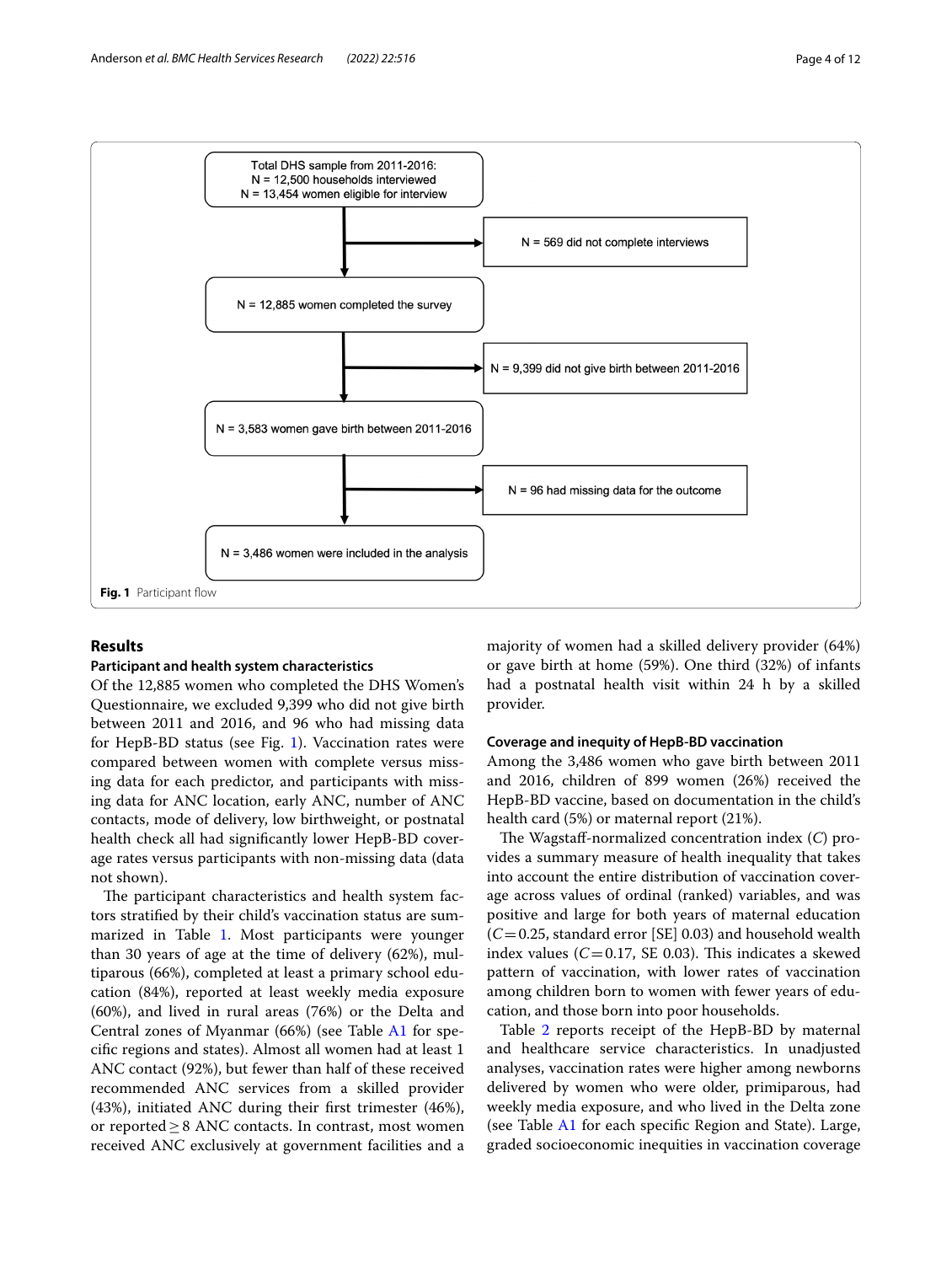Total DHS sample from 2011-2016:
N = 12,500 households interviewed
N = 13,454 women eligible for interview

N = 569 did not complete interviews

N = 12,885 women completed the survey

N = 9,399 did not give birth between 2011-2016

N = 3,583 women gave birth between 2011-2016

N = 96 had missing data for the outcome

N = 3,486 women were included in the analysis

**Fig. 1** Participant flow

## Results

### Participant and health system characteristics

Of the 12,885 women who completed the DHS Women's Questionnaire, we excluded 9,399 who did not give birth between 2011 and 2016, and 96 who had missing data for HepB-BD status (see Fig. 1). Vaccination rates were compared between women with complete versus missing data for each predictor, and participants with missing data for ANC location, early ANC, number of ANC contacts, mode of delivery, low birthweight, or postnatal health check all had significantly lower HepB-BD coverage rates versus participants with non-missing data (data not shown).

The participant characteristics and health system factors stratified by their child's vaccination status are summarized in Table 1. Most participants were younger than 30 years of age at the time of delivery (62%), multiparous (66%), completed at least a primary school education (84%), reported at least weekly media exposure (60%), and lived in rural areas (76%) or the Delta and Central zones of Myanmar (66%) (see Table A1 for specific regions and states). Almost all women had at least 1 ANC contact (92%), but fewer than half of these received recommended ANC services from a skilled provider (43%), initiated ANC during their first trimester (46%), or reported ≥ 8 ANC contacts. In contrast, most women received ANC exclusively at government facilities and a majority of women had a skilled delivery provider (64%) or gave birth at home (59%). One third (32%) of infants had a postnatal health visit within 24 h by a skilled provider.

### Coverage and inequity of HepB-BD vaccination

Among the 3,486 women who gave birth between 2011 and 2016, children of 899 women (26%) received the HepB-BD vaccine, based on documentation in the child's health card (5%) or maternal report (21%).

The Wagstaff-normalized concentration index ($C$) provides a summary measure of health inequality that takes into account the entire distribution of vaccination coverage across values of ordinal (ranked) variables, and was positive and large for both years of maternal education ($C=0.25$, standard error [SE] 0.03) and household wealth index values ($C=0.17$, SE 0.03). This indicates a skewed pattern of vaccination, with lower rates of vaccination among children born to women with fewer years of education, and those born into poor households.

Table 2 reports receipt of the HepB-BD by maternal and healthcare service characteristics. In unadjusted analyses, vaccination rates were higher among newborns delivered by women who were older, primiparous, had weekly media exposure, and who lived in the Delta zone (see Table A1 for each specific Region and State). Large, graded socioeconomic inequities in vaccination coverage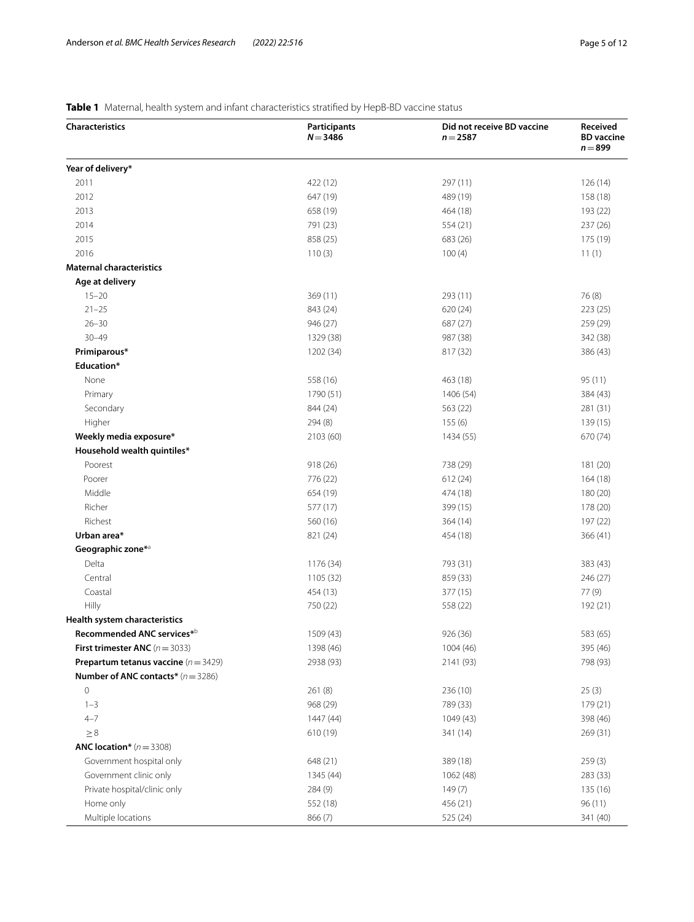**Table 1** Maternal, health system and infant characteristics stratified by HepB-BD vaccine status

| Characteristics | Participants $N = 3486$ | Did not receive BD vaccine $n = 2587$ | Received BD vaccine $n = 899$ |
|---|---|---|---|
| **Year of delivery*** | | | |
| 2011 | 422 (12) | 297 (11) | 126 (14) |
| 2012 | 647 (19) | 489 (19) | 158 (18) |
| 2013 | 658 (19) | 464 (18) | 193 (22) |
| 2014 | 791 (23) | 554 (21) | 237 (26) |
| 2015 | 858 (25) | 683 (26) | 175 (19) |
| 2016 | 110 (3) | 100 (4) | 11 (1) |
| **Maternal characteristics** | | | |
| **Age at delivery** | | | |
| 15–20 | 369 (11) | 293 (11) | 76 (8) |
| 21–25 | 843 (24) | 620 (24) | 223 (25) |
| 26–30 | 946 (27) | 687 (27) | 259 (29) |
| 30–49 | 1329 (38) | 987 (38) | 342 (38) |
| **Primiparous*** | 1202 (34) | 817 (32) | 386 (43) |
| **Education*** | | | |
| None | 558 (16) | 463 (18) | 95 (11) |
| Primary | 1790 (51) | 1406 (54) | 384 (43) |
| Secondary | 844 (24) | 563 (22) | 281 (31) |
| Higher | 294 (8) | 155 (6) | 139 (15) |
| **Weekly media exposure*** | 2103 (60) | 1434 (55) | 670 (74) |
| **Household wealth quintiles*** | | | |
| Poorest | 918 (26) | 738 (29) | 181 (20) |
| Poorer | 776 (22) | 612 (24) | 164 (18) |
| Middle | 654 (19) | 474 (18) | 180 (20) |
| Richer | 577 (17) | 399 (15) | 178 (20) |
| Richest | 560 (16) | 364 (14) | 197 (22) |
| **Urban area*** | 821 (24) | 454 (18) | 366 (41) |
| **Geographic zone***[a] | | | |
| Delta | 1176 (34) | 793 (31) | 383 (43) |
| Central | 1105 (32) | 859 (33) | 246 (27) |
| Coastal | 454 (13) | 377 (15) | 77 (9) |
| Hilly | 750 (22) | 558 (22) | 192 (21) |
| **Health system characteristics** | | | |
| **Recommended ANC services***[b] | 1509 (43) | 926 (36) | 583 (65) |
| **First trimester ANC** ($n = 3033$) | 1398 (46) | 1004 (46) | 395 (46) |
| **Prepartum tetanus vaccine** ($n = 3429$) | 2938 (93) | 2141 (93) | 798 (93) |
| **Number of ANC contacts*** ($n = 3286$) | | | |
| 0 | 261 (8) | 236 (10) | 25 (3) |
| 1–3 | 968 (29) | 789 (33) | 179 (21) |
| 4–7 | 1447 (44) | 1049 (43) | 398 (46) |
| ≥ 8 | 610 (19) | 341 (14) | 269 (31) |
| **ANC location*** ($n = 3308$) | | | |
| Government hospital only | 648 (21) | 389 (18) | 259 (3) |
| Government clinic only | 1345 (44) | 1062 (48) | 283 (33) |
| Private hospital/clinic only | 284 (9) | 149 (7) | 135 (16) |
| Home only | 552 (18) | 456 (21) | 96 (11) |
| Multiple locations | 866 (7) | 525 (24) | 341 (40) |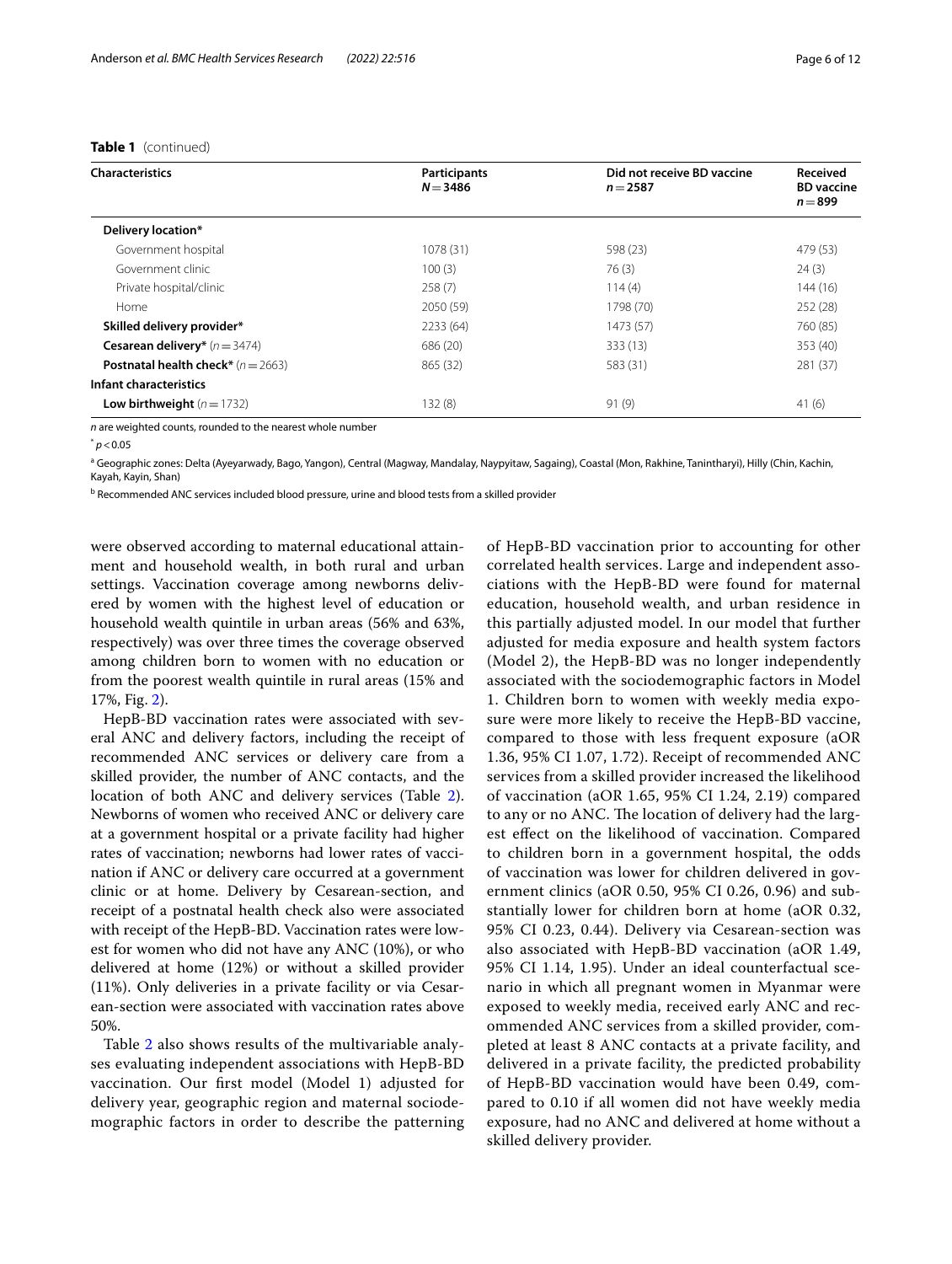**Table 1** (continued)

| Characteristics | Participants $N = 3486$ | Did not receive BD vaccine $n = 2587$ | Received BD vaccine $n = 899$ |
|---|---|---|---|
| **Delivery location*** | | | |
| Government hospital | 1078 (31) | 598 (23) | 479 (53) |
| Government clinic | 100 (3) | 76 (3) | 24 (3) |
| Private hospital/clinic | 258 (7) | 114 (4) | 144 (16) |
| Home | 2050 (59) | 1798 (70) | 252 (28) |
| **Skilled delivery provider*** | 2233 (64) | 1473 (57) | 760 (85) |
| **Cesarean delivery*** ($n = 3474$) | 686 (20) | 333 (13) | 353 (40) |
| **Postnatal health check*** ($n = 2663$) | 865 (32) | 583 (31) | 281 (37) |
| **Infant characteristics** | | | |
| **Low birthweight** ($n = 1732$) | 132 (8) | 91 (9) | 41 (6) |

*n* are weighted counts, rounded to the nearest whole number

* $p < 0.05$

[a] Geographic zones: Delta (Ayeyarwady, Bago, Yangon), Central (Magway, Mandalay, Naypyitaw, Sagaing), Coastal (Mon, Rakhine, Tanintharyi), Hilly (Chin, Kachin, Kayah, Kayin, Shan)

[b] Recommended ANC services included blood pressure, urine and blood tests from a skilled provider

were observed according to maternal educational attainment and household wealth, in both rural and urban settings. Vaccination coverage among newborns delivered by women with the highest level of education or household wealth quintile in urban areas (56% and 63%, respectively) was over three times the coverage observed among children born to women with no education or from the poorest wealth quintile in rural areas (15% and 17%, Fig. 2).

HepB-BD vaccination rates were associated with several ANC and delivery factors, including the receipt of recommended ANC services or delivery care from a skilled provider, the number of ANC contacts, and the location of both ANC and delivery services (Table 2). Newborns of women who received ANC or delivery care at a government hospital or a private facility had higher rates of vaccination; newborns had lower rates of vaccination if ANC or delivery care occurred at a government clinic or at home. Delivery by Cesarean-section, and receipt of a postnatal health check also were associated with receipt of the HepB-BD. Vaccination rates were lowest for women who did not have any ANC (10%), or who delivered at home (12%) or without a skilled provider (11%). Only deliveries in a private facility or via Cesarean-section were associated with vaccination rates above 50%.

Table 2 also shows results of the multivariable analyses evaluating independent associations with HepB-BD vaccination. Our first model (Model 1) adjusted for delivery year, geographic region and maternal sociodemographic factors in order to describe the patterning of HepB-BD vaccination prior to accounting for other correlated health services. Large and independent associations with the HepB-BD were found for maternal education, household wealth, and urban residence in this partially adjusted model. In our model that further adjusted for media exposure and health system factors (Model 2), the HepB-BD was no longer independently associated with the sociodemographic factors in Model 1. Children born to women with weekly media exposure were more likely to receive the HepB-BD vaccine, compared to those with less frequent exposure (aOR 1.36, 95% CI 1.07, 1.72). Receipt of recommended ANC services from a skilled provider increased the likelihood of vaccination (aOR 1.65, 95% CI 1.24, 2.19) compared to any or no ANC. The location of delivery had the largest effect on the likelihood of vaccination. Compared to children born in a government hospital, the odds of vaccination was lower for children delivered in government clinics (aOR 0.50, 95% CI 0.26, 0.96) and substantially lower for children born at home (aOR 0.32, 95% CI 0.23, 0.44). Delivery via Cesarean-section was also associated with HepB-BD vaccination (aOR 1.49, 95% CI 1.14, 1.95). Under an ideal counterfactual scenario in which all pregnant women in Myanmar were exposed to weekly media, received early ANC and recommended ANC services from a skilled provider, completed at least 8 ANC contacts at a private facility, and delivered in a private facility, the predicted probability of HepB-BD vaccination would have been 0.49, compared to 0.10 if all women did not have weekly media exposure, had no ANC and delivered at home without a skilled delivery provider.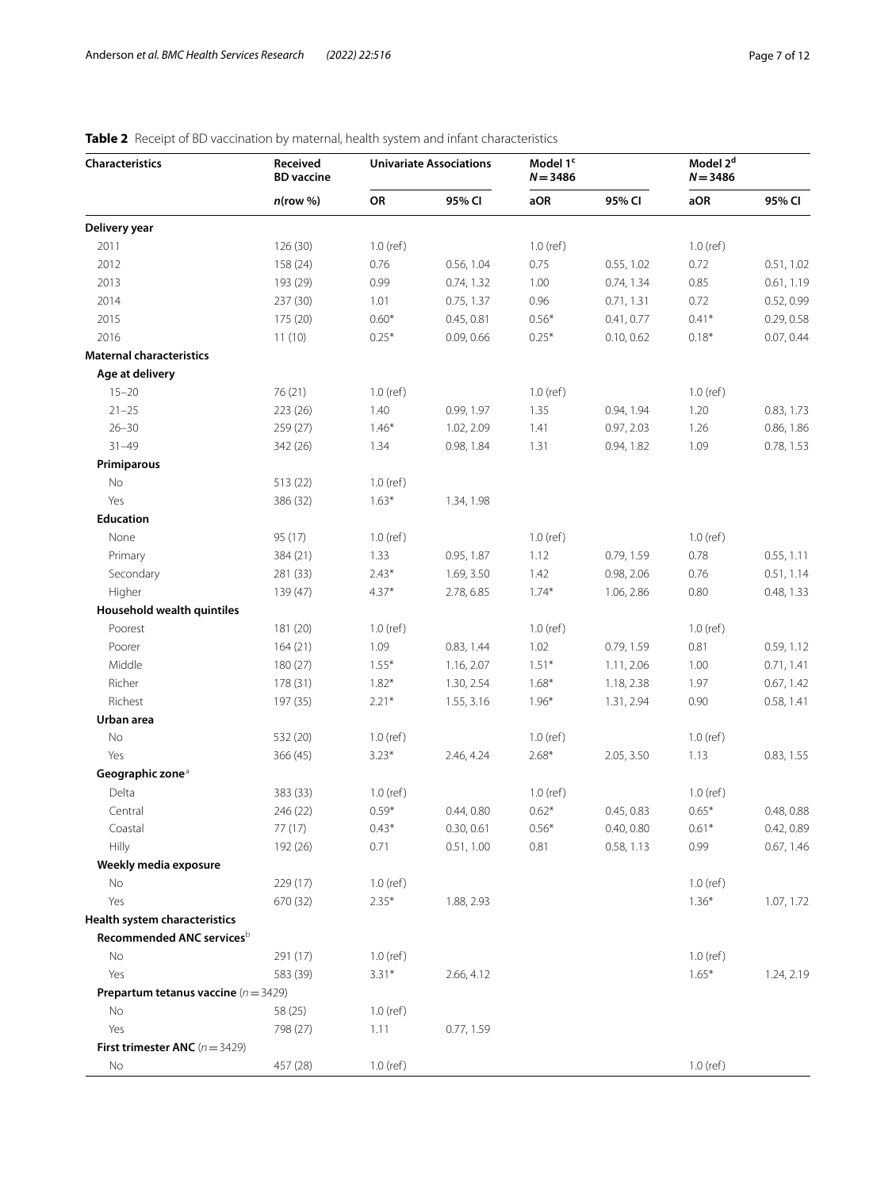**Table 2** Receipt of BD vaccination by maternal, health system and infant characteristics

| Characteristics | Received BD vaccine | Univariate Associations | | Model 1[c] $N = 3486$ | | Model 2[d] $N = 3486$ | |
|---|---|---|---|---|---|---|---|
| | *n*(row %) | OR | 95% CI | aOR | 95% CI | aOR | 95% CI |
| **Delivery year** | | | | | | | |
| 2011 | 126 (30) | 1.0 (ref) | | 1.0 (ref) | | 1.0 (ref) | |
| 2012 | 158 (24) | 0.76 | 0.56, 1.04 | 0.75 | 0.55, 1.02 | 0.72 | 0.51, 1.02 |
| 2013 | 193 (29) | 0.99 | 0.74, 1.32 | 1.00 | 0.74, 1.34 | 0.85 | 0.61, 1.19 |
| 2014 | 237 (30) | 1.01 | 0.75, 1.37 | 0.96 | 0.71, 1.31 | 0.72 | 0.52, 0.99 |
| 2015 | 175 (20) | 0.60* | 0.45, 0.81 | 0.56* | 0.41, 0.77 | 0.41* | 0.29, 0.58 |
| 2016 | 11 (10) | 0.25* | 0.09, 0.66 | 0.25* | 0.10, 0.62 | 0.18* | 0.07, 0.44 |
| **Maternal characteristics** | | | | | | | |
| **Age at delivery** | | | | | | | |
| 15–20 | 76 (21) | 1.0 (ref) | | 1.0 (ref) | | 1.0 (ref) | |
| 21–25 | 223 (26) | 1.40 | 0.99, 1.97 | 1.35 | 0.94, 1.94 | 1.20 | 0.83, 1.73 |
| 26–30 | 259 (27) | 1.46* | 1.02, 2.09 | 1.41 | 0.97, 2.03 | 1.26 | 0.86, 1.86 |
| 31–49 | 342 (26) | 1.34 | 0.98, 1.84 | 1.31 | 0.94, 1.82 | 1.09 | 0.78, 1.53 |
| **Primiparous** | | | | | | | |
| No | 513 (22) | 1.0 (ref) | | | | | |
| Yes | 386 (32) | 1.63* | 1.34, 1.98 | | | | |
| **Education** | | | | | | | |
| None | 95 (17) | 1.0 (ref) | | 1.0 (ref) | | 1.0 (ref) | |
| Primary | 384 (21) | 1.33 | 0.95, 1.87 | 1.12 | 0.79, 1.59 | 0.78 | 0.55, 1.11 |
| Secondary | 281 (33) | 2.43* | 1.69, 3.50 | 1.42 | 0.98, 2.06 | 0.76 | 0.51, 1.14 |
| Higher | 139 (47) | 4.37* | 2.78, 6.85 | 1.74* | 1.06, 2.86 | 0.80 | 0.48, 1.33 |
| **Household wealth quintiles** | | | | | | | |
| Poorest | 181 (20) | 1.0 (ref) | | 1.0 (ref) | | 1.0 (ref) | |
| Poorer | 164 (21) | 1.09 | 0.83, 1.44 | 1.02 | 0.79, 1.59 | 0.81 | 0.59, 1.12 |
| Middle | 180 (27) | 1.55* | 1.16, 2.07 | 1.51* | 1.11, 2.06 | 1.00 | 0.71, 1.41 |
| Richer | 178 (31) | 1.82* | 1.30, 2.54 | 1.68* | 1.18, 2.38 | 1.97 | 0.67, 1.42 |
| Richest | 197 (35) | 2.21* | 1.55, 3.16 | 1.96* | 1.31, 2.94 | 0.90 | 0.58, 1.41 |
| **Urban area** | | | | | | | |
| No | 532 (20) | 1.0 (ref) | | 1.0 (ref) | | 1.0 (ref) | |
| Yes | 366 (45) | 3.23* | 2.46, 4.24 | 2.68* | 2.05, 3.50 | 1.13 | 0.83, 1.55 |
| **Geographic zone**[a] | | | | | | | |
| Delta | 383 (33) | 1.0 (ref) | | 1.0 (ref) | | 1.0 (ref) | |
| Central | 246 (22) | 0.59* | 0.44, 0.80 | 0.62* | 0.45, 0.83 | 0.65* | 0.48, 0.88 |
| Coastal | 77 (17) | 0.43* | 0.30, 0.61 | 0.56* | 0.40, 0.80 | 0.61* | 0.42, 0.89 |
| Hilly | 192 (26) | 0.71 | 0.51, 1.00 | 0.81 | 0.58, 1.13 | 0.99 | 0.67, 1.46 |
| **Weekly media exposure** | | | | | | | |
| No | 229 (17) | 1.0 (ref) | | | | 1.0 (ref) | |
| Yes | 670 (32) | 2.35* | 1.88, 2.93 | | | 1.36* | 1.07, 1.72 |
| **Health system characteristics** | | | | | | | |
| **Recommended ANC services**[b] | | | | | | | |
| No | 291 (17) | 1.0 (ref) | | | | 1.0 (ref) | |
| Yes | 583 (39) | 3.31* | 2.66, 4.12 | | | 1.65* | 1.24, 2.19 |
| **Prepartum tetanus vaccine** ($n = 3429$) | | | | | | | |
| No | 58 (25) | 1.0 (ref) | | | | | |
| Yes | 798 (27) | 1.11 | 0.77, 1.59 | | | | |
| **First trimester ANC** ($n = 3429$) | | | | | | | |
| No | 457 (28) | 1.0 (ref) | | | | 1.0 (ref) | |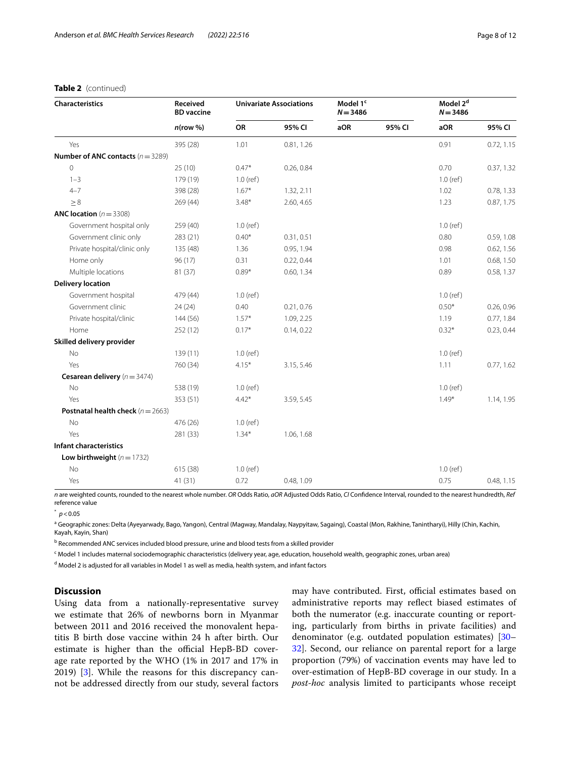**Table 2** (continued)

| Characteristics | Received BD vaccine | Univariate Associations | | Model 1[c] $N=3486$ | | Model 2[d] $N=3486$ | |
|---|---|---|---|---|---|---|---|
| | *n*(row %) | OR | 95% CI | aOR | 95% CI | aOR | 95% CI |
| Yes | 395 (28) | 1.01 | 0.81, 1.26 | | | 0.91 | 0.72, 1.15 |
| **Number of ANC contacts** ($n=3289$) | | | | | | | |
| 0 | 25 (10) | 0.47* | 0.26, 0.84 | | | 0.70 | 0.37, 1.32 |
| 1–3 | 179 (19) | 1.0 (ref) | | | | 1.0 (ref) | |
| 4–7 | 398 (28) | 1.67* | 1.32, 2.11 | | | 1.02 | 0.78, 1.33 |
| ≥ 8 | 269 (44) | 3.48* | 2.60, 4.65 | | | 1.23 | 0.87, 1.75 |
| **ANC location** ($n=3308$) | | | | | | | |
| Government hospital only | 259 (40) | 1.0 (ref) | | | | 1.0 (ref) | |
| Government clinic only | 283 (21) | 0.40* | 0.31, 0.51 | | | 0.80 | 0.59, 1.08 |
| Private hospital/clinic only | 135 (48) | 1.36 | 0.95, 1.94 | | | 0.98 | 0.62, 1.56 |
| Home only | 96 (17) | 0.31 | 0.22, 0.44 | | | 1.01 | 0.68, 1.50 |
| Multiple locations | 81 (37) | 0.89* | 0.60, 1.34 | | | 0.89 | 0.58, 1.37 |
| **Delivery location** | | | | | | | |
| Government hospital | 479 (44) | 1.0 (ref) | | | | 1.0 (ref) | |
| Government clinic | 24 (24) | 0.40 | 0.21, 0.76 | | | 0.50* | 0.26, 0.96 |
| Private hospital/clinic | 144 (56) | 1.57* | 1.09, 2.25 | | | 1.19 | 0.77, 1.84 |
| Home | 252 (12) | 0.17* | 0.14, 0.22 | | | 0.32* | 0.23, 0.44 |
| **Skilled delivery provider** | | | | | | | |
| No | 139 (11) | 1.0 (ref) | | | | 1.0 (ref) | |
| Yes | 760 (34) | 4.15* | 3.15, 5.46 | | | 1.11 | 0.77, 1.62 |
| **Cesarean delivery** ($n=3474$) | | | | | | | |
| No | 538 (19) | 1.0 (ref) | | | | 1.0 (ref) | |
| Yes | 353 (51) | 4.42* | 3.59, 5.45 | | | 1.49* | 1.14, 1.95 |
| **Postnatal health check** ($n=2663$) | | | | | | | |
| No | 476 (26) | 1.0 (ref) | | | | | |
| Yes | 281 (33) | 1.34* | 1.06, 1.68 | | | | |
| **Infant characteristics** | | | | | | | |
| **Low birthweight** ($n=1732$) | | | | | | | |
| No | 615 (38) | 1.0 (ref) | | | | 1.0 (ref) | |
| Yes | 41 (31) | 0.72 | 0.48, 1.09 | | | 0.75 | 0.48, 1.15 |

*n* are weighted counts, rounded to the nearest whole number. *OR* Odds Ratio, *aOR* Adjusted Odds Ratio, *CI* Confidence Interval, rounded to the nearest hundredth, *Ref* reference value

\* $p<0.05$

[a] Geographic zones: Delta (Ayeyarwady, Bago, Yangon), Central (Magway, Mandalay, Naypyitaw, Sagaing), Coastal (Mon, Rakhine, Tanintharyi), Hilly (Chin, Kachin, Kayah, Kayin, Shan)

[b] Recommended ANC services included blood pressure, urine and blood tests from a skilled provider

[c] Model 1 includes maternal sociodemographic characteristics (delivery year, age, education, household wealth, geographic zones, urban area)

[d] Model 2 is adjusted for all variables in Model 1 as well as media, health system, and infant factors

## Discussion

Using data from a nationally-representative survey we estimate that 26% of newborns born in Myanmar between 2011 and 2016 received the monovalent hepatitis B birth dose vaccine within 24 h after birth. Our estimate is higher than the official HepB-BD coverage rate reported by the WHO (1% in 2017 and 17% in 2019) [3]. While the reasons for this discrepancy cannot be addressed directly from our study, several factors may have contributed. First, official estimates based on administrative reports may reflect biased estimates of both the numerator (e.g. inaccurate counting or reporting, particularly from births in private facilities) and denominator (e.g. outdated population estimates) [30–32]. Second, our reliance on parental report for a large proportion (79%) of vaccination events may have led to over-estimation of HepB-BD coverage in our study. In a *post-hoc* analysis limited to participants whose receipt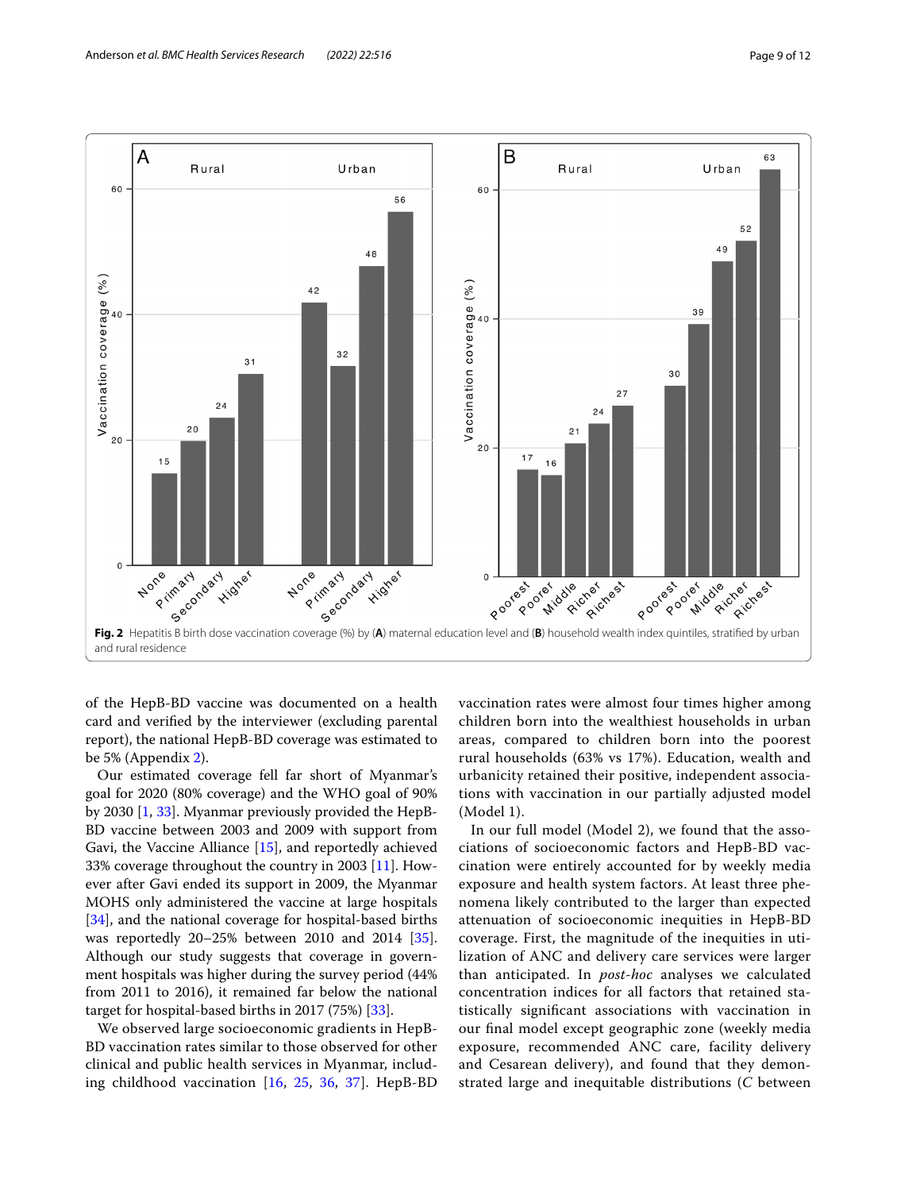Fig. 2 Hepatitis B birth dose vaccination coverage (%) by (A) maternal education level and (B) household wealth index quintiles, stratified by urban and rural residence

of the HepB-BD vaccine was documented on a health card and verified by the interviewer (excluding parental report), the national HepB-BD coverage was estimated to be 5% (Appendix 2).

Our estimated coverage fell far short of Myanmar's goal for 2020 (80% coverage) and the WHO goal of 90% by 2030 [1, 33]. Myanmar previously provided the HepB-BD vaccine between 2003 and 2009 with support from Gavi, the Vaccine Alliance [15], and reportedly achieved 33% coverage throughout the country in 2003 [11]. However after Gavi ended its support in 2009, the Myanmar MOHS only administered the vaccine at large hospitals [34], and the national coverage for hospital-based births was reportedly 20–25% between 2010 and 2014 [35]. Although our study suggests that coverage in government hospitals was higher during the survey period (44% from 2011 to 2016), it remained far below the national target for hospital-based births in 2017 (75%) [33].

We observed large socioeconomic gradients in HepB-BD vaccination rates similar to those observed for other clinical and public health services in Myanmar, including childhood vaccination [16, 25, 36, 37]. HepB-BD vaccination rates were almost four times higher among children born into the wealthiest households in urban areas, compared to children born into the poorest rural households (63% vs 17%). Education, wealth and urbanicity retained their positive, independent associations with vaccination in our partially adjusted model (Model 1).

In our full model (Model 2), we found that the associations of socioeconomic factors and HepB-BD vaccination were entirely accounted for by weekly media exposure and health system factors. At least three phenomena likely contributed to the larger than expected attenuation of socioeconomic inequities in HepB-BD coverage. First, the magnitude of the inequities in utilization of ANC and delivery care services were larger than anticipated. In *post-hoc* analyses we calculated concentration indices for all factors that retained statistically significant associations with vaccination in our final model except geographic zone (weekly media exposure, recommended ANC care, facility delivery and Cesarean delivery), and found that they demonstrated large and inequitable distributions (*C* between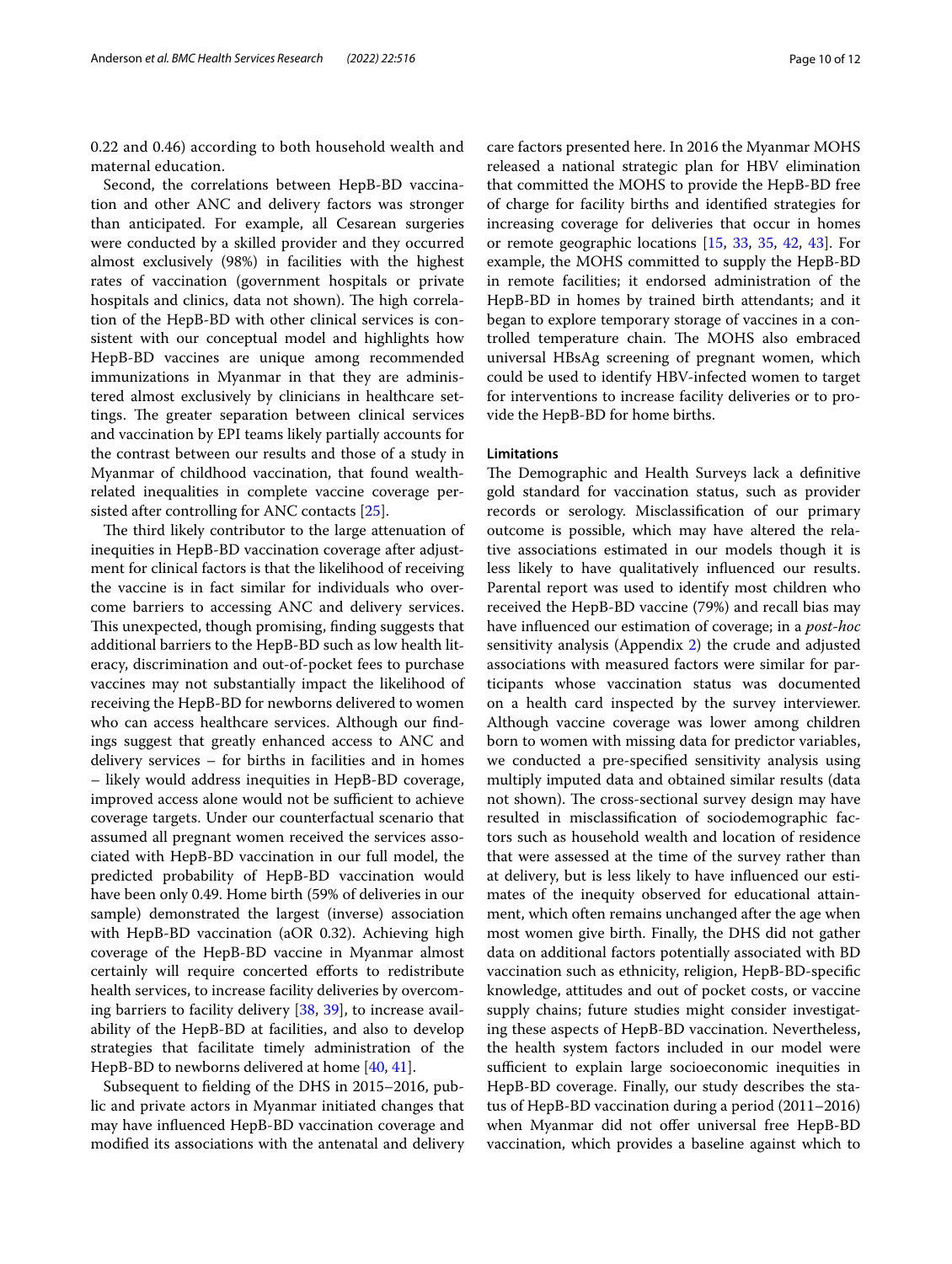0.22 and 0.46) according to both household wealth and maternal education.

Second, the correlations between HepB-BD vaccination and other ANC and delivery factors was stronger than anticipated. For example, all Cesarean surgeries were conducted by a skilled provider and they occurred almost exclusively (98%) in facilities with the highest rates of vaccination (government hospitals or private hospitals and clinics, data not shown). The high correlation of the HepB-BD with other clinical services is consistent with our conceptual model and highlights how HepB-BD vaccines are unique among recommended immunizations in Myanmar in that they are administered almost exclusively by clinicians in healthcare settings. The greater separation between clinical services and vaccination by EPI teams likely partially accounts for the contrast between our results and those of a study in Myanmar of childhood vaccination, that found wealth-related inequalities in complete vaccine coverage persisted after controlling for ANC contacts [25].

The third likely contributor to the large attenuation of inequities in HepB-BD vaccination coverage after adjustment for clinical factors is that the likelihood of receiving the vaccine is in fact similar for individuals who overcome barriers to accessing ANC and delivery services. This unexpected, though promising, finding suggests that additional barriers to the HepB-BD such as low health literacy, discrimination and out-of-pocket fees to purchase vaccines may not substantially impact the likelihood of receiving the HepB-BD for newborns delivered to women who can access healthcare services. Although our findings suggest that greatly enhanced access to ANC and delivery services – for births in facilities and in homes – likely would address inequities in HepB-BD coverage, improved access alone would not be sufficient to achieve coverage targets. Under our counterfactual scenario that assumed all pregnant women received the services associated with HepB-BD vaccination in our full model, the predicted probability of HepB-BD vaccination would have been only 0.49. Home birth (59% of deliveries in our sample) demonstrated the largest (inverse) association with HepB-BD vaccination (aOR 0.32). Achieving high coverage of the HepB-BD vaccine in Myanmar almost certainly will require concerted efforts to redistribute health services, to increase facility deliveries by overcoming barriers to facility delivery [38, 39], to increase availability of the HepB-BD at facilities, and also to develop strategies that facilitate timely administration of the HepB-BD to newborns delivered at home [40, 41].

Subsequent to fielding of the DHS in 2015–2016, public and private actors in Myanmar initiated changes that may have influenced HepB-BD vaccination coverage and modified its associations with the antenatal and delivery care factors presented here. In 2016 the Myanmar MOHS released a national strategic plan for HBV elimination that committed the MOHS to provide the HepB-BD free of charge for facility births and identified strategies for increasing coverage for deliveries that occur in homes or remote geographic locations [15, 33, 35, 42, 43]. For example, the MOHS committed to supply the HepB-BD in remote facilities; it endorsed administration of the HepB-BD in homes by trained birth attendants; and it began to explore temporary storage of vaccines in a controlled temperature chain. The MOHS also embraced universal HBsAg screening of pregnant women, which could be used to identify HBV-infected women to target for interventions to increase facility deliveries or to provide the HepB-BD for home births.

#### Limitations

The Demographic and Health Surveys lack a definitive gold standard for vaccination status, such as provider records or serology. Misclassification of our primary outcome is possible, which may have altered the relative associations estimated in our models though it is less likely to have qualitatively influenced our results. Parental report was used to identify most children who received the HepB-BD vaccine (79%) and recall bias may have influenced our estimation of coverage; in a *post-hoc* sensitivity analysis (Appendix 2) the crude and adjusted associations with measured factors were similar for participants whose vaccination status was documented on a health card inspected by the survey interviewer. Although vaccine coverage was lower among children born to women with missing data for predictor variables, we conducted a pre-specified sensitivity analysis using multiply imputed data and obtained similar results (data not shown). The cross-sectional survey design may have resulted in misclassification of sociodemographic factors such as household wealth and location of residence that were assessed at the time of the survey rather than at delivery, but is less likely to have influenced our estimates of the inequity observed for educational attainment, which often remains unchanged after the age when most women give birth. Finally, the DHS did not gather data on additional factors potentially associated with BD vaccination such as ethnicity, religion, HepB-BD-specific knowledge, attitudes and out of pocket costs, or vaccine supply chains; future studies might consider investigating these aspects of HepB-BD vaccination. Nevertheless, the health system factors included in our model were sufficient to explain large socioeconomic inequities in HepB-BD coverage. Finally, our study describes the status of HepB-BD vaccination during a period (2011–2016) when Myanmar did not offer universal free HepB-BD vaccination, which provides a baseline against which to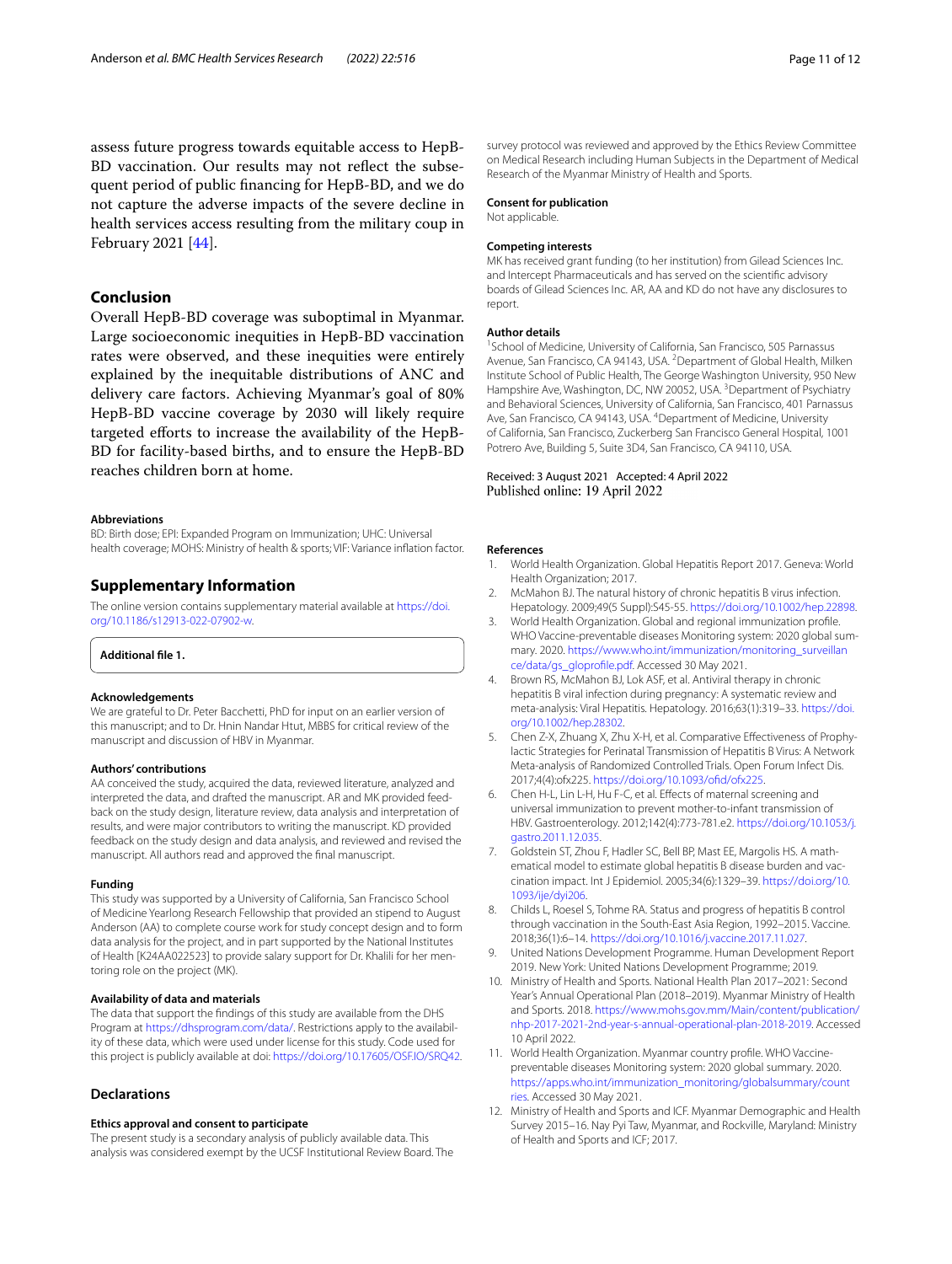assess future progress towards equitable access to HepB-BD vaccination. Our results may not reflect the subsequent period of public financing for HepB-BD, and we do not capture the adverse impacts of the severe decline in health services access resulting from the military coup in February 2021 [44].

## Conclusion

Overall HepB-BD coverage was suboptimal in Myanmar. Large socioeconomic inequities in HepB-BD vaccination rates were observed, and these inequities were entirely explained by the inequitable distributions of ANC and delivery care factors. Achieving Myanmar's goal of 80% HepB-BD vaccine coverage by 2030 will likely require targeted efforts to increase the availability of the HepB-BD for facility-based births, and to ensure the HepB-BD reaches children born at home.

#### Abbreviations

BD: Birth dose; EPI: Expanded Program on Immunization; UHC: Universal health coverage; MOHS: Ministry of health & sports; VIF: Variance inflation factor.

## Supplementary Information

The online version contains supplementary material available at https://doi.org/10.1186/s12913-022-07902-w.

**Additional file 1.**

#### Acknowledgements

We are grateful to Dr. Peter Bacchetti, PhD for input on an earlier version of this manuscript; and to Dr. Hnin Nandar Htut, MBBS for critical review of the manuscript and discussion of HBV in Myanmar.

#### Authors' contributions

AA conceived the study, acquired the data, reviewed literature, analyzed and interpreted the data, and drafted the manuscript. AR and MK provided feedback on the study design, literature review, data analysis and interpretation of results, and were major contributors to writing the manuscript. KD provided feedback on the study design and data analysis, and reviewed and revised the manuscript. All authors read and approved the final manuscript.

#### Funding

This study was supported by a University of California, San Francisco School of Medicine Yearlong Research Fellowship that provided an stipend to August Anderson (AA) to complete course work for study concept design and to form data analysis for the project, and in part supported by the National Institutes of Health [K24AA022523] to provide salary support for Dr. Khalili for her mentoring role on the project (MK).

#### Availability of data and materials

The data that support the findings of this study are available from the DHS Program at https://dhsprogram.com/data/. Restrictions apply to the availability of these data, which were used under license for this study. Code used for this project is publicly available at doi: https://doi.org/10.17605/OSF.IO/SRQ42.

### Declarations

#### Ethics approval and consent to participate

The present study is a secondary analysis of publicly available data. This analysis was considered exempt by the UCSF Institutional Review Board. The survey protocol was reviewed and approved by the Ethics Review Committee on Medical Research including Human Subjects in the Department of Medical Research of the Myanmar Ministry of Health and Sports.

#### Consent for publication

Not applicable.

#### Competing interests

MK has received grant funding (to her institution) from Gilead Sciences Inc. and Intercept Pharmaceuticals and has served on the scientific advisory boards of Gilead Sciences Inc. AR, AA and KD do not have any disclosures to report.

#### Author details

[1]School of Medicine, University of California, San Francisco, 505 Parnassus Avenue, San Francisco, CA 94143, USA. [2]Department of Global Health, Milken Institute School of Public Health, The George Washington University, 950 New Hampshire Ave, Washington, DC, NW 20052, USA. [3]Department of Psychiatry and Behavioral Sciences, University of California, San Francisco, 401 Parnassus Ave, San Francisco, CA 94143, USA. [4]Department of Medicine, University of California, San Francisco, Zuckerberg San Francisco General Hospital, 1001 Potrero Ave, Building 5, Suite 3D4, San Francisco, CA 94110, USA.

Received: 3 August 2021 Accepted: 4 April 2022
Published online: 19 April 2022

#### References

1. World Health Organization. Global Hepatitis Report 2017. Geneva: World Health Organization; 2017.
2. McMahon BJ. The natural history of chronic hepatitis B virus infection. Hepatology. 2009;49(5 Suppl):S45-55. https://doi.org/10.1002/hep.22898.
3. World Health Organization. Global and regional immunization profile. WHO Vaccine-preventable diseases Monitoring system: 2020 global summary. 2020. https://www.who.int/immunization/monitoring_surveillance/data/gs_gloprofile.pdf. Accessed 30 May 2021.
4. Brown RS, McMahon BJ, Lok ASF, et al. Antiviral therapy in chronic hepatitis B viral infection during pregnancy: A systematic review and meta-analysis: Viral Hepatitis. Hepatology. 2016;63(1):319–33. https://doi.org/10.1002/hep.28302.
5. Chen Z-X, Zhuang X, Zhu X-H, et al. Comparative Effectiveness of Prophylactic Strategies for Perinatal Transmission of Hepatitis B Virus: A Network Meta-analysis of Randomized Controlled Trials. Open Forum Infect Dis. 2017;4(4):ofx225. https://doi.org/10.1093/ofid/ofx225.
6. Chen H-L, Lin L-H, Hu F-C, et al. Effects of maternal screening and universal immunization to prevent mother-to-infant transmission of HBV. Gastroenterology. 2012;142(4):773-781.e2. https://doi.org/10.1053/j.gastro.2011.12.035.
7. Goldstein ST, Zhou F, Hadler SC, Bell BP, Mast EE, Margolis HS. A mathematical model to estimate global hepatitis B disease burden and vaccination impact. Int J Epidemiol. 2005;34(6):1329–39. https://doi.org/10.1093/ije/dyi206.
8. Childs L, Roesel S, Tohme RA. Status and progress of hepatitis B control through vaccination in the South-East Asia Region, 1992–2015. Vaccine. 2018;36(1):6–14. https://doi.org/10.1016/j.vaccine.2017.11.027.
9. United Nations Development Programme. Human Development Report 2019. New York: United Nations Development Programme; 2019.
10. Ministry of Health and Sports. National Health Plan 2017–2021: Second Year's Annual Operational Plan (2018–2019). Myanmar Ministry of Health and Sports. 2018. https://www.mohs.gov.mm/Main/content/publication/nhp-2017-2021-2nd-year-s-annual-operational-plan-2018-2019. Accessed 10 April 2022.
11. World Health Organization. Myanmar country profile. WHO Vaccine-preventable diseases Monitoring system: 2020 global summary. 2020. https://apps.who.int/immunization_monitoring/globalsummary/countries. Accessed 30 May 2021.
12. Ministry of Health and Sports and ICF. Myanmar Demographic and Health Survey 2015–16. Nay Pyi Taw, Myanmar, and Rockville, Maryland: Ministry of Health and Sports and ICF; 2017.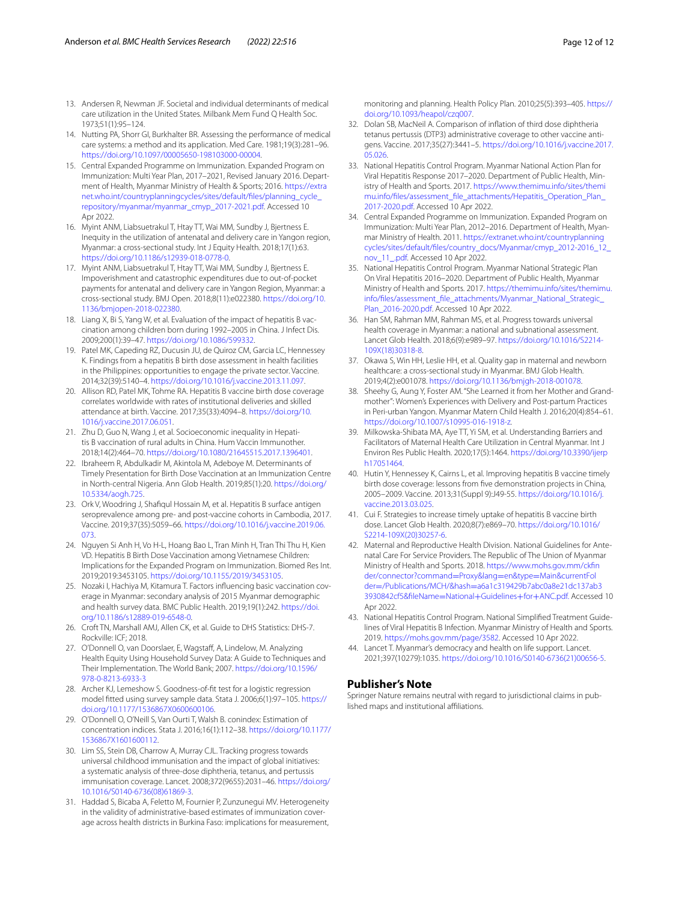13. Andersen R, Newman JF. Societal and individual determinants of medical care utilization in the United States. Milbank Mem Fund Q Health Soc. 1973;51(1):95–124.
14. Nutting PA, Shorr GI, Burkhalter BR. Assessing the performance of medical care systems: a method and its application. Med Care. 1981;19(3):281–96. https://doi.org/10.1097/00005650-198103000-00004.
15. Central Expanded Programme on Immunization. Expanded Program on Immunization: Multi Year Plan, 2017–2021, Revised January 2016. Department of Health, Myanmar Ministry of Health & Sports; 2016. https://extranet.who.int/countryplanningcycles/sites/default/files/planning_cycle_repository/myanmar/myanmar_cmyp_2017-2021.pdf. Accessed 10 Apr 2022.
16. Myint ANM, Liabsuetrakul T, Htay TT, Wai MM, Sundby J, Bjertness E. Inequity in the utilization of antenatal and delivery care in Yangon region, Myanmar: a cross-sectional study. Int J Equity Health. 2018;17(1):63. https://doi.org/10.1186/s12939-018-0778-0.
17. Myint ANM, Liabsuetrakul T, Htay TT, Wai MM, Sundby J, Bjertness E. Impoverishment and catastrophic expenditures due to out-of-pocket payments for antenatal and delivery care in Yangon Region, Myanmar: a cross-sectional study. BMJ Open. 2018;8(11):e022380. https://doi.org/10.1136/bmjopen-2018-022380.
18. Liang X, Bi S, Yang W, et al. Evaluation of the impact of hepatitis B vaccination among children born during 1992–2005 in China. J Infect Dis. 2009;200(1):39–47. https://doi.org/10.1086/599332.
19. Patel MK, Capeding RZ, Ducusin JU, de Quiroz CM, Garcia LC, Hennessey K. Findings from a hepatitis B birth dose assessment in health facilities in the Philippines: opportunities to engage the private sector. Vaccine. 2014;32(39):5140–4. https://doi.org/10.1016/j.vaccine.2013.11.097.
20. Allison RD, Patel MK, Tohme RA. Hepatitis B vaccine birth dose coverage correlates worldwide with rates of institutional deliveries and skilled attendance at birth. Vaccine. 2017;35(33):4094–8. https://doi.org/10.1016/j.vaccine.2017.06.051.
21. Zhu D, Guo N, Wang J, et al. Socioeconomic inequality in Hepatitis B vaccination of rural adults in China. Hum Vaccin Immunother. 2018;14(2):464–70. https://doi.org/10.1080/21645515.2017.1396401.
22. Ibraheem R, Abdulkadir M, Akintola M, Adeboye M. Determinants of Timely Presentation for Birth Dose Vaccination at an Immunization Centre in North-central Nigeria. Ann Glob Health. 2019;85(1):20. https://doi.org/10.5334/aogh.725.
23. Ork V, Woodring J, Shafiqul Hossain M, et al. Hepatitis B surface antigen seroprevalence among pre- and post-vaccine cohorts in Cambodia, 2017. Vaccine. 2019;37(35):5059–66. https://doi.org/10.1016/j.vaccine.2019.06.073.
24. Nguyen Si Anh H, Vo H-L, Hoang Bao L, Tran Minh H, Tran Thi Thu H, Kien VD. Hepatitis B Birth Dose Vaccination among Vietnamese Children: Implications for the Expanded Program on Immunization. Biomed Res Int. 2019;2019:3453105. https://doi.org/10.1155/2019/3453105.
25. Nozaki I, Hachiya M, Kitamura T. Factors influencing basic vaccination coverage in Myanmar: secondary analysis of 2015 Myanmar demographic and health survey data. BMC Public Health. 2019;19(1):242. https://doi.org/10.1186/s12889-019-6548-0.
26. Croft TN, Marshall AMJ, Allen CK, et al. Guide to DHS Statistics: DHS-7. Rockville: ICF; 2018.
27. O'Donnell O, van Doorslaer, E, Wagstaff, A, Lindelow, M. Analyzing Health Equity Using Household Survey Data: A Guide to Techniques and Their Implementation. The World Bank; 2007. https://doi.org/10.1596/978-0-8213-6933-3
28. Archer KJ, Lemeshow S. Goodness-of-fit test for a logistic regression model fitted using survey sample data. Stata J. 2006;6(1):97–105. https://doi.org/10.1177/1536867X0600600106.
29. O'Donnell O, O'Neill S, Van Ourti T, Walsh B. conindex: Estimation of concentration indices. Stata J. 2016;16(1):112–38. https://doi.org/10.1177/1536867X1601600112.
30. Lim SS, Stein DB, Charrow A, Murray CJL. Tracking progress towards universal childhood immunisation and the impact of global initiatives: a systematic analysis of three-dose diphtheria, tetanus, and pertussis immunisation coverage. Lancet. 2008;372(9655):2031–46. https://doi.org/10.1016/S0140-6736(08)61869-3.
31. Haddad S, Bicaba A, Feletto M, Fournier P, Zunzunegui MV. Heterogeneity in the validity of administrative-based estimates of immunization coverage across health districts in Burkina Faso: implications for measurement, monitoring and planning. Health Policy Plan. 2010;25(5):393–405. https://doi.org/10.1093/heapol/czq007.
32. Dolan SB, MacNeil A. Comparison of inflation of third dose diphtheria tetanus pertussis (DTP3) administrative coverage to other vaccine antigens. Vaccine. 2017;35(27):3441–5. https://doi.org/10.1016/j.vaccine.2017.05.026.
33. National Hepatitis Control Program. Myanmar National Action Plan for Viral Hepatitis Response 2017–2020. Department of Public Health, Ministry of Health and Sports. 2017. https://www.themimu.info/sites/themimu.info/files/assessment_file_attachments/Hepatitis_Operation_Plan_2017-2020.pdf. Accessed 10 Apr 2022.
34. Central Expanded Programme on Immunization. Expanded Program on Immunization: Multi Year Plan, 2012–2016. Department of Health, Myanmar Ministry of Health. 2011. https://extranet.who.int/countryplanningcycles/sites/default/files/country_docs/Myanmar/cmyp_2012-2016_12_nov_11_.pdf. Accessed 10 Apr 2022.
35. National Hepatitis Control Program. Myanmar National Strategic Plan On Viral Hepatitis 2016–2020. Department of Public Health, Myanmar Ministry of Health and Sports. 2017. https://themimu.info/sites/themimu.info/files/assessment_file_attachments/Myanmar_National_Strategic_Plan_2016-2020.pdf. Accessed 10 Apr 2022.
36. Han SM, Rahman MM, Rahman MS, et al. Progress towards universal health coverage in Myanmar: a national and subnational assessment. Lancet Glob Health. 2018;6(9):e989–97. https://doi.org/10.1016/S2214-109X(18)30318-8.
37. Okawa S, Win HH, Leslie HH, et al. Quality gap in maternal and newborn healthcare: a cross-sectional study in Myanmar. BMJ Glob Health. 2019;4(2):e001078. https://doi.org/10.1136/bmjgh-2018-001078.
38. Sheehy G, Aung Y, Foster AM. "She Learned it from her Mother and Grandmother": Women's Experiences with Delivery and Post-partum Practices in Peri-urban Yangon. Myanmar Matern Child Health J. 2016;20(4):854–61. https://doi.org/10.1007/s10995-016-1918-z.
39. Milkowska-Shibata MA, Aye TT, Yi SM, et al. Understanding Barriers and Facilitators of Maternal Health Care Utilization in Central Myanmar. Int J Environ Res Public Health. 2020;17(5):1464. https://doi.org/10.3390/ijerph17051464.
40. Hutin Y, Hennessey K, Cairns L, et al. Improving hepatitis B vaccine timely birth dose coverage: lessons from five demonstration projects in China, 2005–2009. Vaccine. 2013;31(Suppl 9):J49-55. https://doi.org/10.1016/j.vaccine.2013.03.025.
41. Cui F. Strategies to increase timely uptake of hepatitis B vaccine birth dose. Lancet Glob Health. 2020;8(7):e869–70. https://doi.org/10.1016/S2214-109X(20)30257-6.
42. Maternal and Reproductive Health Division. National Guidelines for Antenatal Care For Service Providers. The Republic of The Union of Myanmar Ministry of Health and Sports. 2018. https://www.mohs.gov.mm/ckfinder/connector?command=Proxy&lang=en&type=Main&currentFolder=/Publications/MCH/&hash=a6a1c319429b7abc0a8e21dc137ab33930842cf5&fileName=National+Guidelines+for+ANC.pdf. Accessed 10 Apr 2022.
43. National Hepatitis Control Program. National Simplified Treatment Guidelines of Viral Hepatitis B Infection. Myanmar Ministry of Health and Sports. 2019. https://mohs.gov.mm/page/3582. Accessed 10 Apr 2022.
44. Lancet T. Myanmar's democracy and health on life support. Lancet. 2021;397(10279):1035. https://doi.org/10.1016/S0140-6736(21)00656-5.

## Publisher's Note

Springer Nature remains neutral with regard to jurisdictional claims in published maps and institutional affiliations.